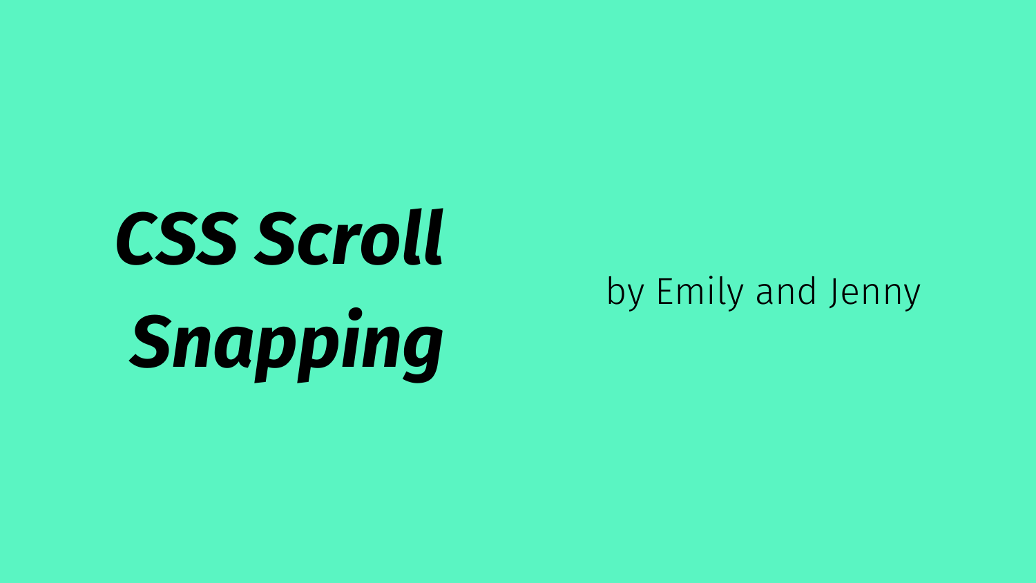# *CSS Scroll Snapping*

by Emily and Jenny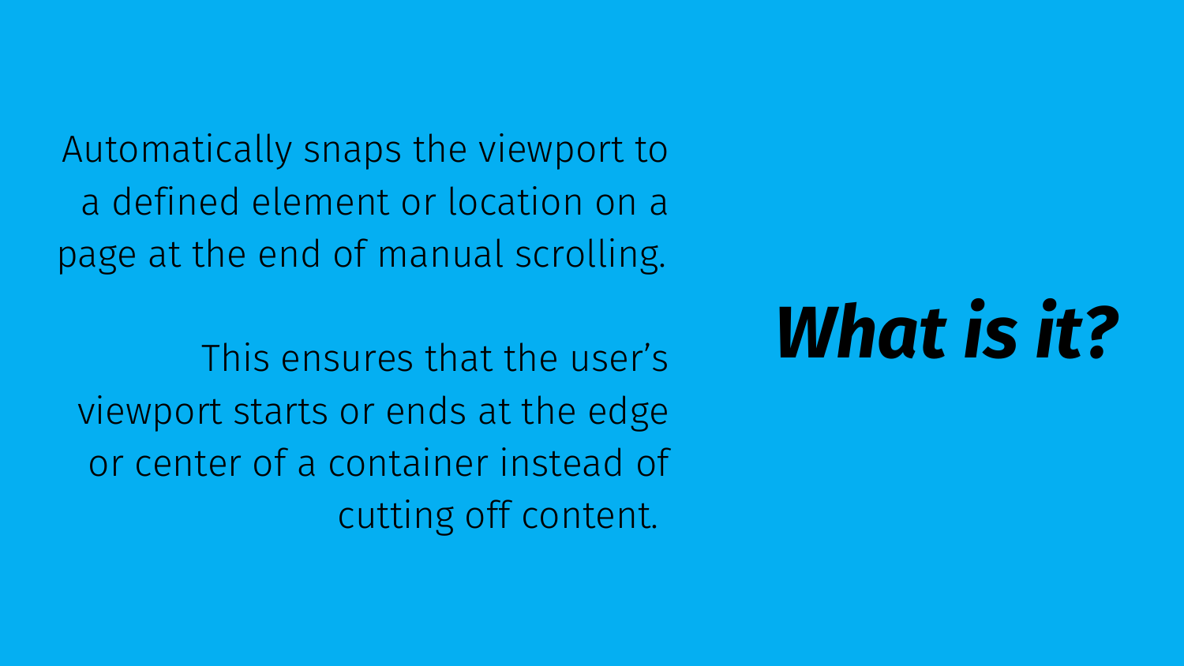# ***What is it?***

Automatically snaps the viewport to a defined element or location on a page at the end of manual scrolling.

This ensures that the user's viewport starts or ends at the edge or center of a container instead of cutting off content.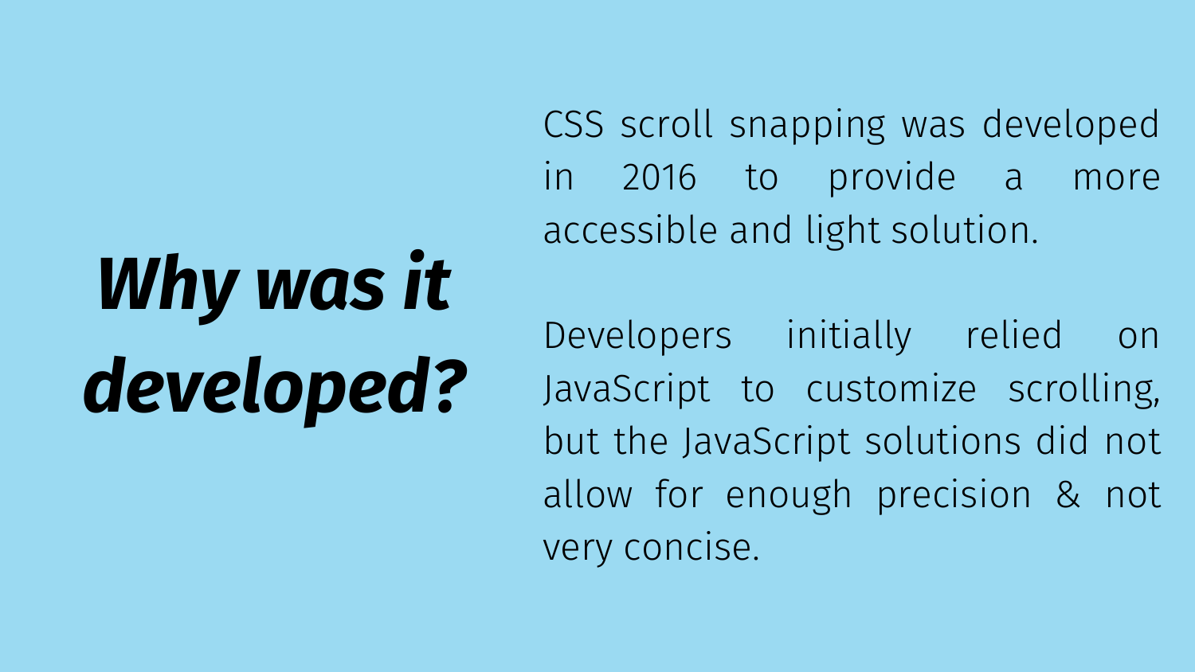# *Why was it developed?*

CSS scroll snapping was developed in 2016 to provide a more accessible and light solution.

Developers initially relied on JavaScript to customize scrolling, but the JavaScript solutions did not allow for enough precision & not very concise.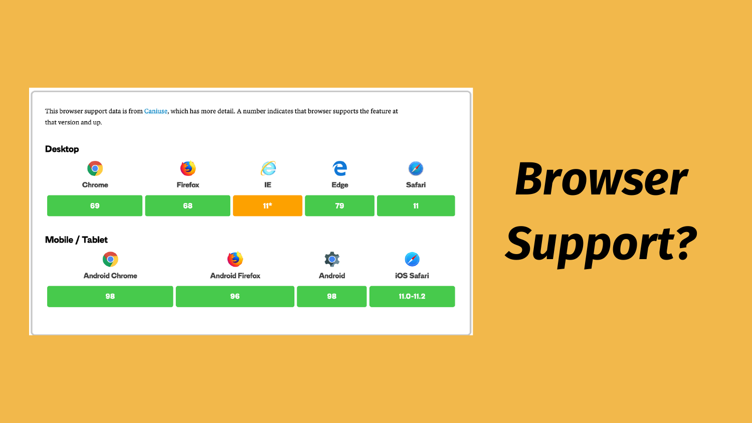This browser support data is from Caniuse, which has more detail. A number indicates that browser supports the feature at that version and up.

### Desktop

| Chrome | Firefox | IE | Edge | Safari |
| --- | --- | --- | --- | --- |
| 69 | 68 | 11* | 79 | 11 |

### Mobile / Tablet

| Android Chrome | Android Firefox | Android | iOS Safari |
| --- | --- | --- | --- |
| 98 | 96 | 98 | 11.0-11.2 |

# *Browser Support?*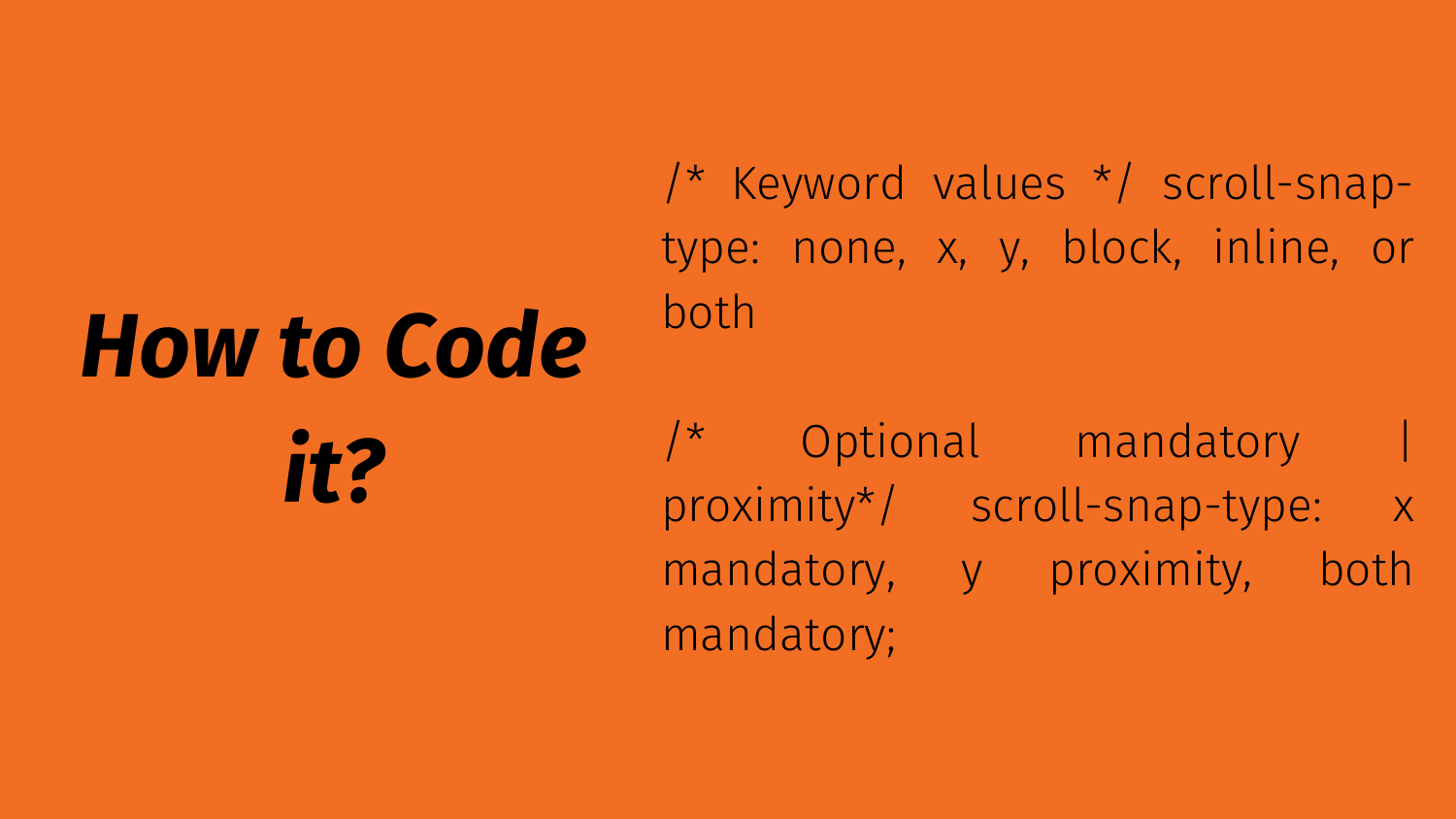# ***How to Code it?***

/* Keyword values */ scroll-snap-type: none, x, y, block, inline, or both

/* Optional mandatory | proximity*/ scroll-snap-type: x mandatory, y proximity, both mandatory;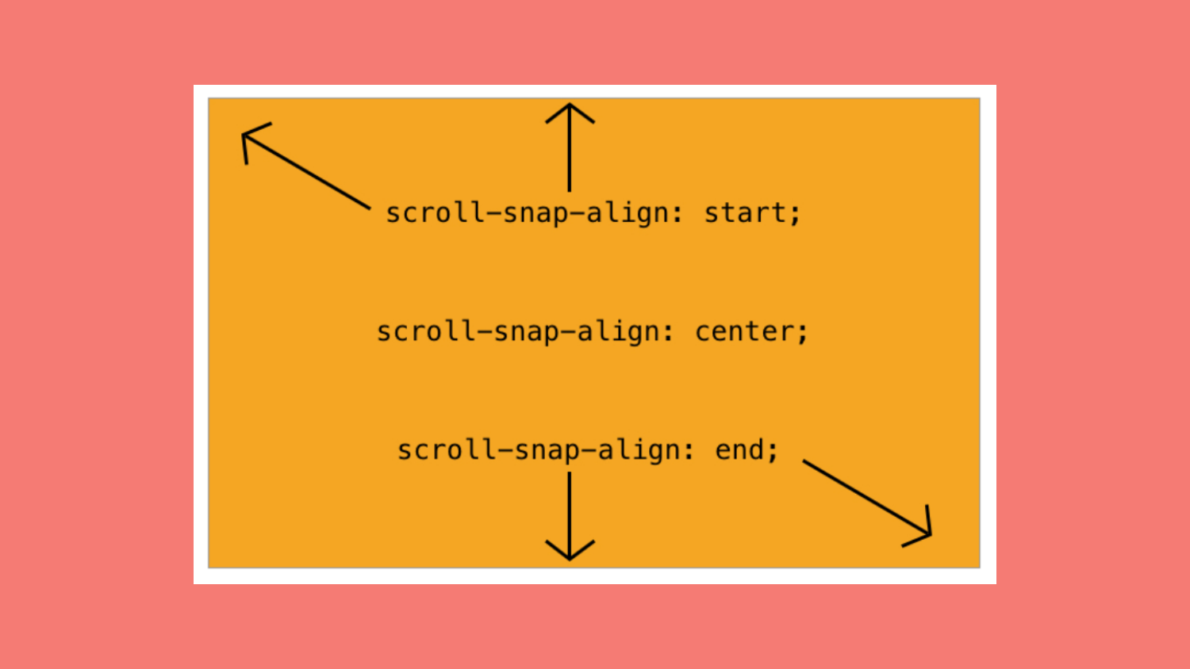scroll-snap-align: start;

scroll-snap-align: center;

scroll-snap-align: end;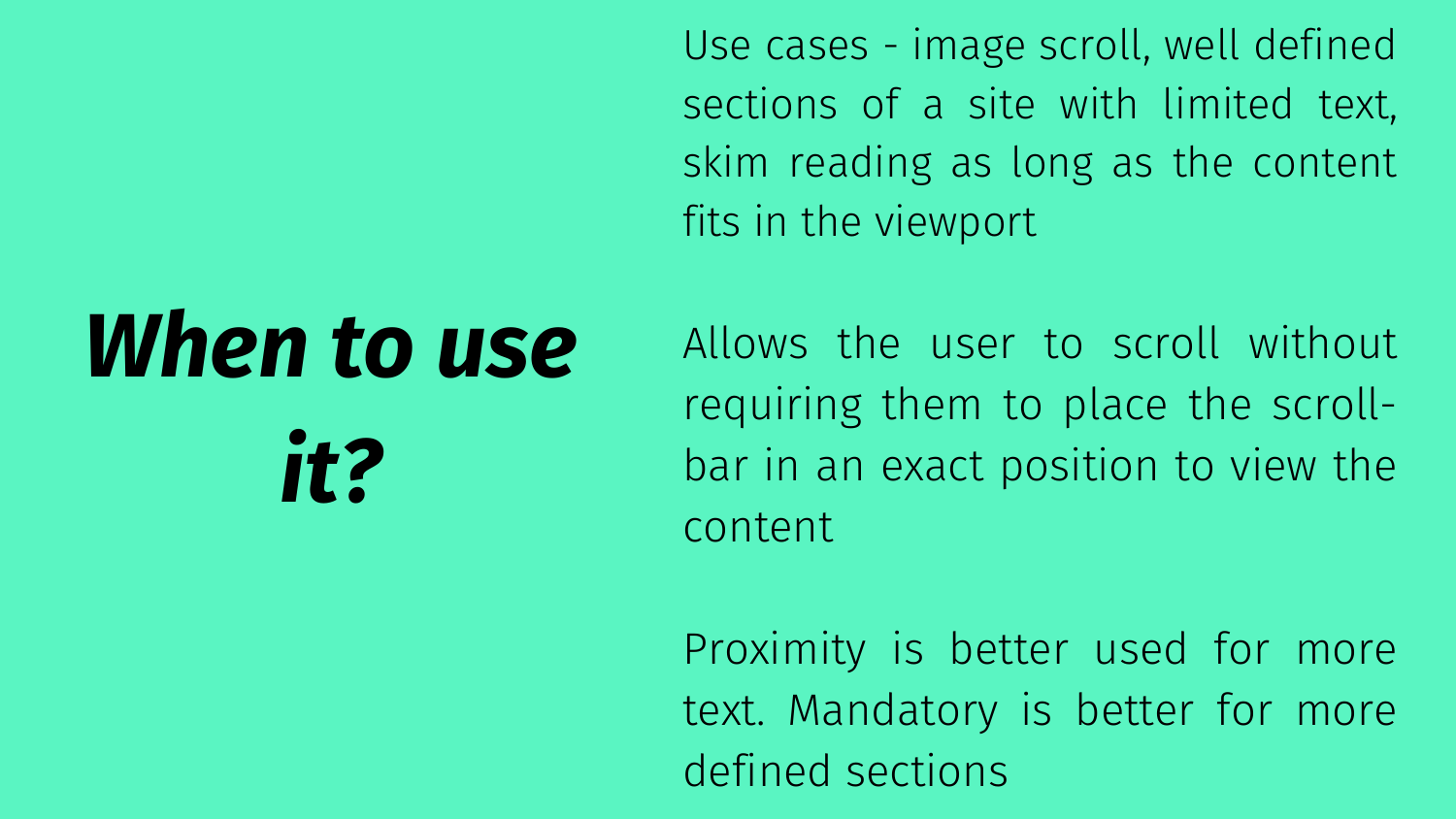# *When to use it?*

Use cases - image scroll, well defined sections of a site with limited text, skim reading as long as the content fits in the viewport

Allows the user to scroll without requiring them to place the scroll-bar in an exact position to view the content

Proximity is better used for more text. Mandatory is better for more defined sections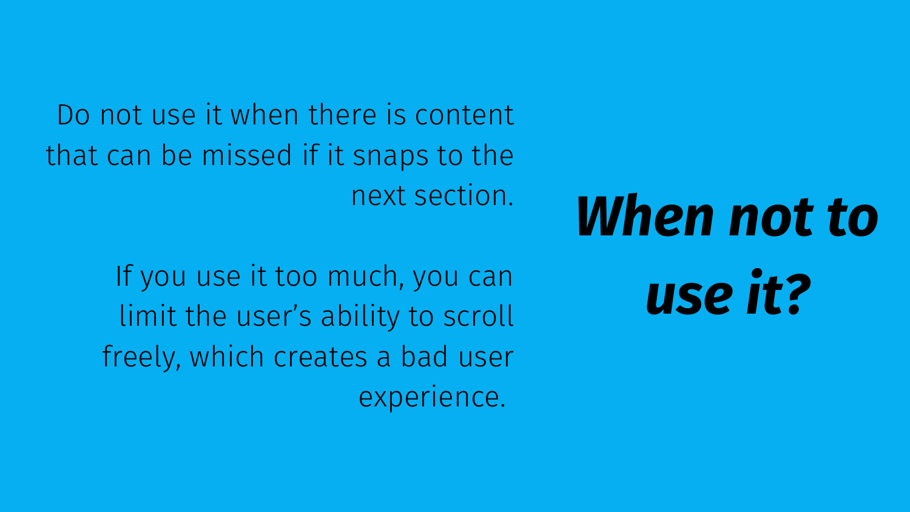# *When not to use it?*

Do not use it when there is content that can be missed if it snaps to the next section.

If you use it too much, you can limit the user's ability to scroll freely, which creates a bad user experience.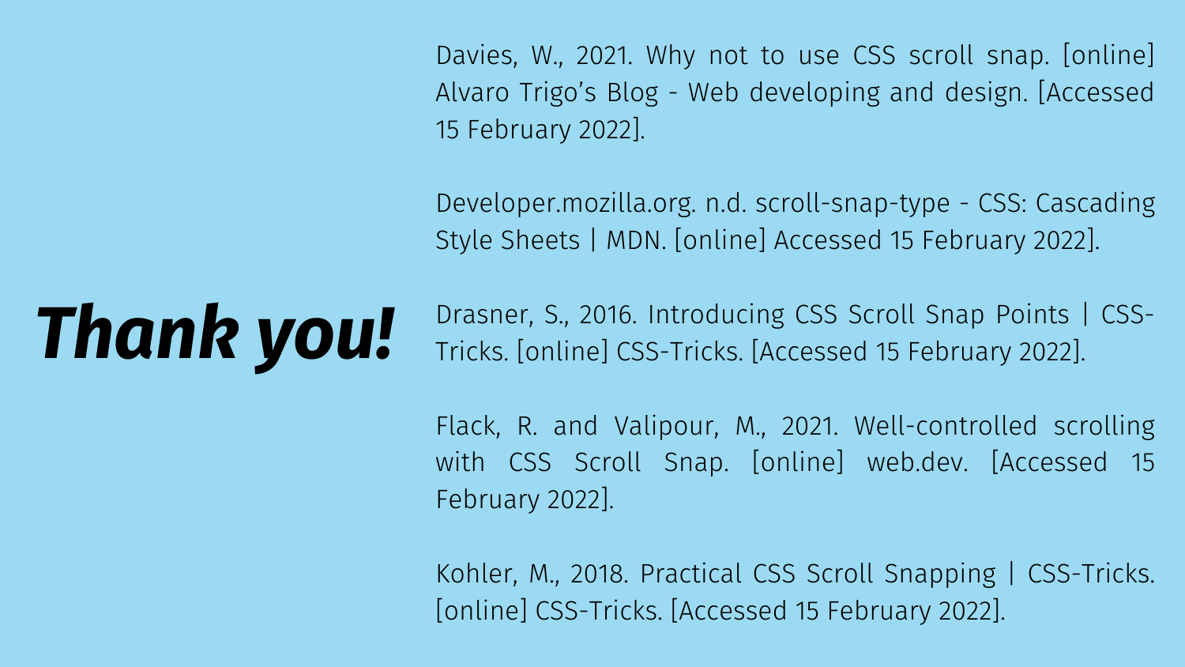# ***Thank you!***

Davies, W., 2021. Why not to use CSS scroll snap. [online] Alvaro Trigo's Blog - Web developing and design. [Accessed 15 February 2022].

Developer.mozilla.org. n.d. scroll-snap-type - CSS: Cascading Style Sheets | MDN. [online] Accessed 15 February 2022].

Drasner, S., 2016. Introducing CSS Scroll Snap Points | CSS-Tricks. [online] CSS-Tricks. [Accessed 15 February 2022].

Flack, R. and Valipour, M., 2021. Well-controlled scrolling with CSS Scroll Snap. [online] web.dev. [Accessed 15 February 2022].

Kohler, M., 2018. Practical CSS Scroll Snapping | CSS-Tricks. [online] CSS-Tricks. [Accessed 15 February 2022].